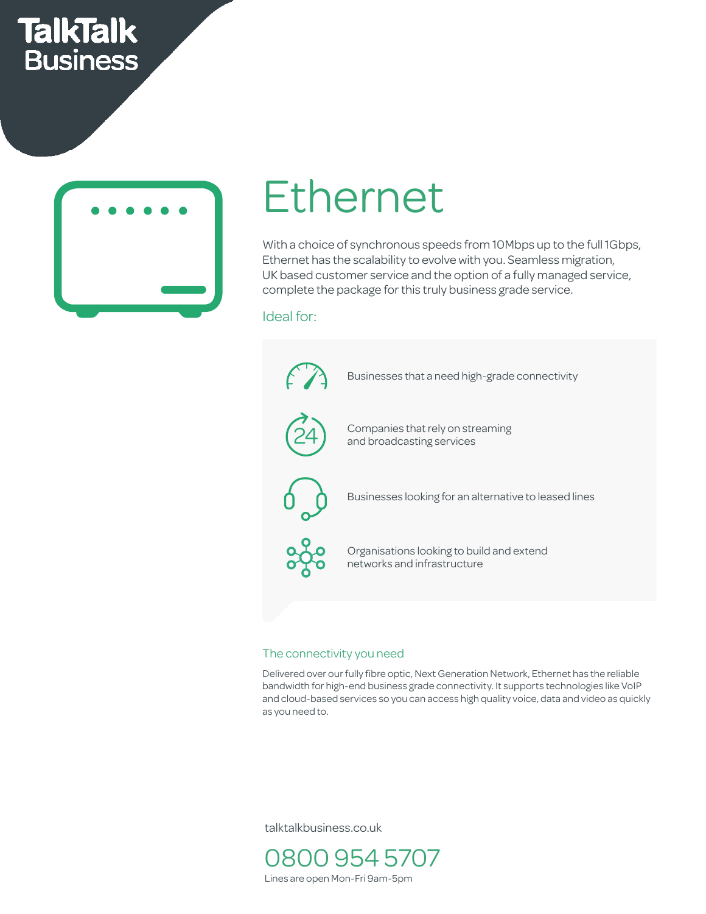TalkTalk Business

# Ethernet

With a choice of synchronous speeds from 10Mbps up to the full 1Gbps, Ethernet has the scalability to evolve with you. Seamless migration, UK based customer service and the option of a fully managed service, complete the package for this truly business grade service.

## Ideal for:

- Businesses that a need high-grade connectivity
- Companies that rely on streaming and broadcasting services
- Businesses looking for an alternative to leased lines
- Organisations looking to build and extend networks and infrastructure

## The connectivity you need

Delivered over our fully fibre optic, Next Generation Network, Ethernet has the reliable bandwidth for high-end business grade connectivity. It supports technologies like VoIP and cloud-based services so you can access high quality voice, data and video as quickly as you need to.

talktalkbusiness.co.uk

**0800 954 5707**

Lines are open Mon-Fri 9am-5pm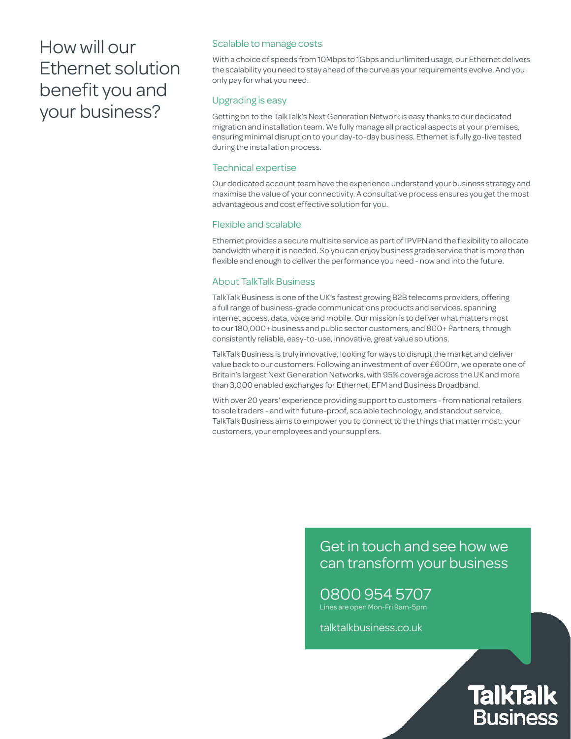# How will our Ethernet solution benefit you and your business?

## Scalable to manage costs

With a choice of speeds from 10Mbps to 1Gbps and unlimited usage, our Ethernet delivers the scalability you need to stay ahead of the curve as your requirements evolve. And you only pay for what you need.

## Upgrading is easy

Getting on to the TalkTalk's Next Generation Network is easy thanks to our dedicated migration and installation team. We fully manage all practical aspects at your premises, ensuring minimal disruption to your day-to-day business. Ethernet is fully go-live tested during the installation process.

## Technical expertise

Our dedicated account team have the experience understand your business strategy and maximise the value of your connectivity. A consultative process ensures you get the most advantageous and cost effective solution for you.

## Flexible and scalable

Ethernet provides a secure multisite service as part of IPVPN and the flexibility to allocate bandwidth where it is needed. So you can enjoy business grade service that is more than flexible and enough to deliver the performance you need - now and into the future.

## About TalkTalk Business

TalkTalk Business is one of the UK's fastest growing B2B telecoms providers, offering a full range of business-grade communications products and services, spanning internet access, data, voice and mobile. Our mission is to deliver what matters most to our 180,000+ business and public sector customers, and 800+ Partners, through consistently reliable, easy-to-use, innovative, great value solutions.

TalkTalk Business is truly innovative, looking for ways to disrupt the market and deliver value back to our customers. Following an investment of over £600m, we operate one of Britain's largest Next Generation Networks, with 95% coverage across the UK and more than 3,000 enabled exchanges for Ethernet, EFM and Business Broadband.

With over 20 years' experience providing support to customers - from national retailers to sole traders - and with future-proof, scalable technology, and standout service, TalkTalk Business aims to empower you to connect to the things that matter most: your customers, your employees and your suppliers.

Get in touch and see how we can transform your business

0800 954 5707

Lines are open Mon-Fri 9am-5pm

talktalkbusiness.co.uk

TalkTalk Business